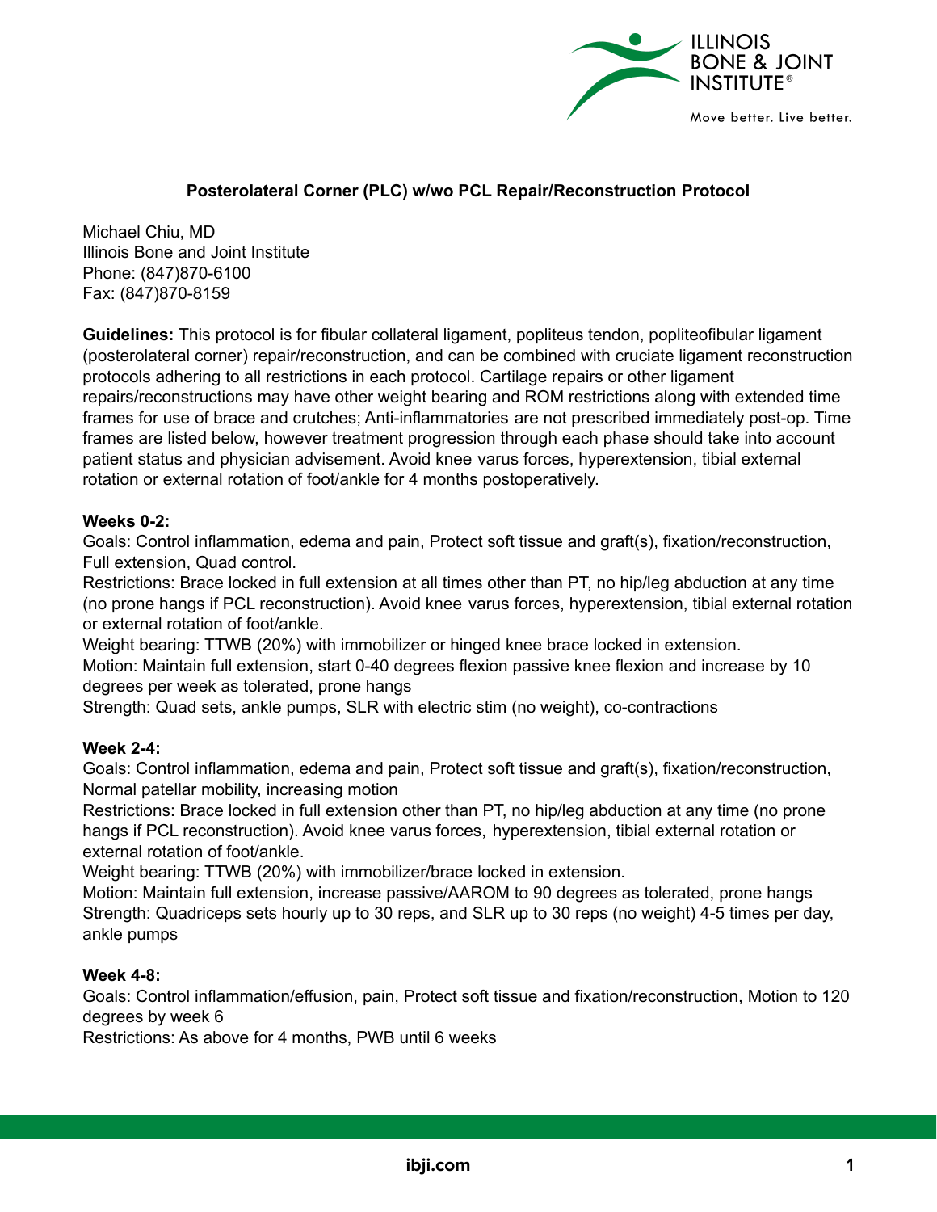# Posterolateral Corner (PLC) w/wo PCL Repair/Reconstruction Protocol

Michael Chiu, MD
Illinois Bone and Joint Institute
Phone: (847)870-6100
Fax: (847)870-8159

**Guidelines:** This protocol is for fibular collateral ligament, popliteus tendon, popliteofibular ligament (posterolateral corner) repair/reconstruction, and can be combined with cruciate ligament reconstruction protocols adhering to all restrictions in each protocol. Cartilage repairs or other ligament repairs/reconstructions may have other weight bearing and ROM restrictions along with extended time frames for use of brace and crutches; Anti-inflammatories are not prescribed immediately post-op. Time frames are listed below, however treatment progression through each phase should take into account patient status and physician advisement. Avoid knee varus forces, hyperextension, tibial external rotation or external rotation of foot/ankle for 4 months postoperatively.

**Weeks 0-2:**

Goals: Control inflammation, edema and pain, Protect soft tissue and graft(s), fixation/reconstruction, Full extension, Quad control.

Restrictions: Brace locked in full extension at all times other than PT, no hip/leg abduction at any time (no prone hangs if PCL reconstruction). Avoid knee varus forces, hyperextension, tibial external rotation or external rotation of foot/ankle.

Weight bearing: TTWB (20%) with immobilizer or hinged knee brace locked in extension.

Motion: Maintain full extension, start 0-40 degrees flexion passive knee flexion and increase by 10 degrees per week as tolerated, prone hangs

Strength: Quad sets, ankle pumps, SLR with electric stim (no weight), co-contractions

**Week 2-4:**

Goals: Control inflammation, edema and pain, Protect soft tissue and graft(s), fixation/reconstruction, Normal patellar mobility, increasing motion

Restrictions: Brace locked in full extension other than PT, no hip/leg abduction at any time (no prone hangs if PCL reconstruction). Avoid knee varus forces, hyperextension, tibial external rotation or external rotation of foot/ankle.

Weight bearing: TTWB (20%) with immobilizer/brace locked in extension.

Motion: Maintain full extension, increase passive/AAROM to 90 degrees as tolerated, prone hangs

Strength: Quadriceps sets hourly up to 30 reps, and SLR up to 30 reps (no weight) 4-5 times per day, ankle pumps

**Week 4-8:**

Goals: Control inflammation/effusion, pain, Protect soft tissue and fixation/reconstruction, Motion to 120 degrees by week 6

Restrictions: As above for 4 months, PWB until 6 weeks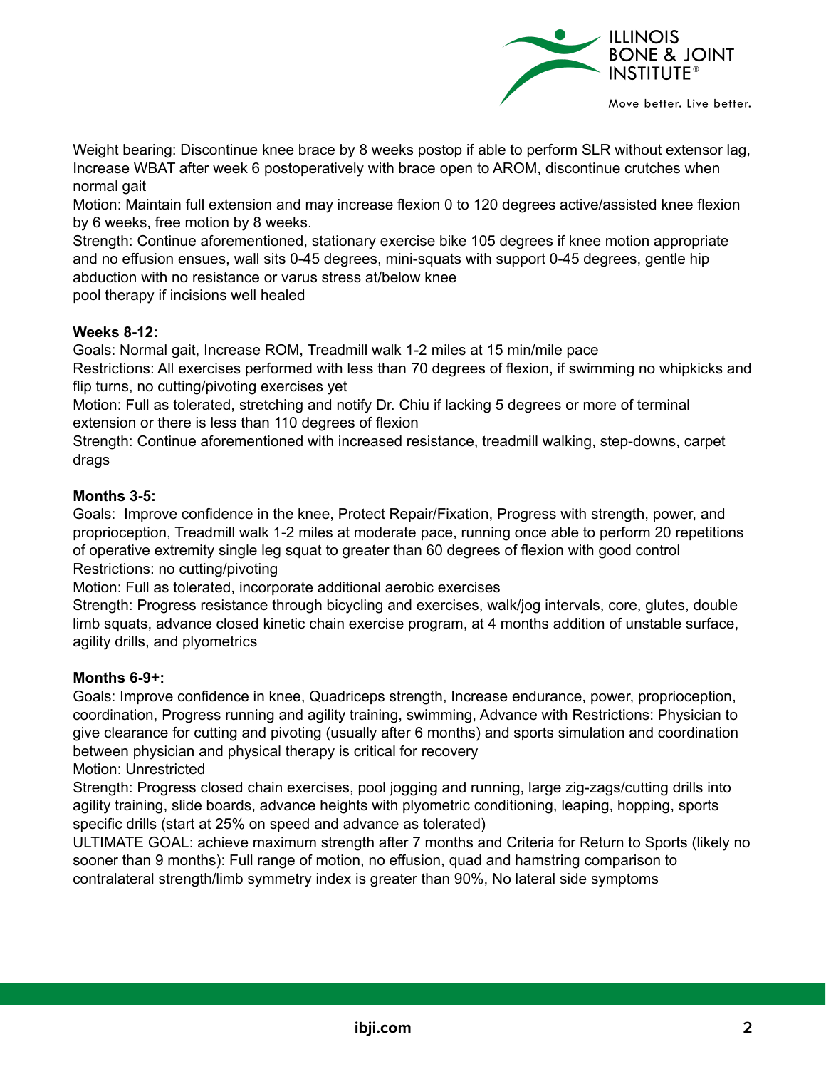Weight bearing: Discontinue knee brace by 8 weeks postop if able to perform SLR without extensor lag, Increase WBAT after week 6 postoperatively with brace open to AROM, discontinue crutches when normal gait

Motion: Maintain full extension and may increase flexion 0 to 120 degrees active/assisted knee flexion by 6 weeks, free motion by 8 weeks.

Strength: Continue aforementioned, stationary exercise bike 105 degrees if knee motion appropriate and no effusion ensues, wall sits 0-45 degrees, mini-squats with support 0-45 degrees, gentle hip abduction with no resistance or varus stress at/below knee

pool therapy if incisions well healed

**Weeks 8-12:**

Goals: Normal gait, Increase ROM, Treadmill walk 1-2 miles at 15 min/mile pace

Restrictions: All exercises performed with less than 70 degrees of flexion, if swimming no whipkicks and flip turns, no cutting/pivoting exercises yet

Motion: Full as tolerated, stretching and notify Dr. Chiu if lacking 5 degrees or more of terminal extension or there is less than 110 degrees of flexion

Strength: Continue aforementioned with increased resistance, treadmill walking, step-downs, carpet drags

**Months 3-5:**

Goals: Improve confidence in the knee, Protect Repair/Fixation, Progress with strength, power, and proprioception, Treadmill walk 1-2 miles at moderate pace, running once able to perform 20 repetitions of operative extremity single leg squat to greater than 60 degrees of flexion with good control

Restrictions: no cutting/pivoting

Motion: Full as tolerated, incorporate additional aerobic exercises

Strength: Progress resistance through bicycling and exercises, walk/jog intervals, core, glutes, double limb squats, advance closed kinetic chain exercise program, at 4 months addition of unstable surface, agility drills, and plyometrics

**Months 6-9+:**

Goals: Improve confidence in knee, Quadriceps strength, Increase endurance, power, proprioception, coordination, Progress running and agility training, swimming, Advance with Restrictions: Physician to give clearance for cutting and pivoting (usually after 6 months) and sports simulation and coordination between physician and physical therapy is critical for recovery

Motion: Unrestricted

Strength: Progress closed chain exercises, pool jogging and running, large zig-zags/cutting drills into agility training, slide boards, advance heights with plyometric conditioning, leaping, hopping, sports specific drills (start at 25% on speed and advance as tolerated)

ULTIMATE GOAL: achieve maximum strength after 7 months and Criteria for Return to Sports (likely no sooner than 9 months): Full range of motion, no effusion, quad and hamstring comparison to contralateral strength/limb symmetry index is greater than 90%, No lateral side symptoms